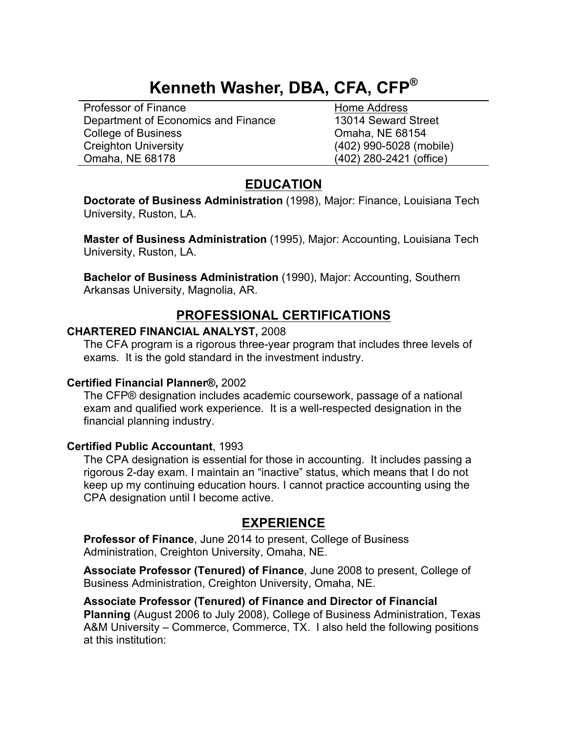# Kenneth Washer, DBA, CFA, CFP®

Professor of Finance
Department of Economics and Finance
College of Business
Creighton University
Omaha, NE 68178

Home Address
13014 Seward Street
Omaha, NE 68154
(402) 990-5028 (mobile)
(402) 280-2421 (office)

## EDUCATION

**Doctorate of Business Administration** (1998), Major: Finance, Louisiana Tech University, Ruston, LA.

**Master of Business Administration** (1995), Major: Accounting, Louisiana Tech University, Ruston, LA.

**Bachelor of Business Administration** (1990), Major: Accounting, Southern Arkansas University, Magnolia, AR.

## PROFESSIONAL CERTIFICATIONS

**CHARTERED FINANCIAL ANALYST,** 2008

The CFA program is a rigorous three-year program that includes three levels of exams. It is the gold standard in the investment industry.

**Certified Financial Planner®,** 2002

The CFP® designation includes academic coursework, passage of a national exam and qualified work experience. It is a well-respected designation in the financial planning industry.

**Certified Public Accountant**, 1993

The CPA designation is essential for those in accounting. It includes passing a rigorous 2-day exam. I maintain an "inactive" status, which means that I do not keep up my continuing education hours. I cannot practice accounting using the CPA designation until I become active.

## EXPERIENCE

**Professor of Finance**, June 2014 to present, College of Business Administration, Creighton University, Omaha, NE.

**Associate Professor (Tenured) of Finance**, June 2008 to present, College of Business Administration, Creighton University, Omaha, NE.

**Associate Professor (Tenured) of Finance and Director of Financial Planning** (August 2006 to July 2008), College of Business Administration, Texas A&M University – Commerce, Commerce, TX. I also held the following positions at this institution: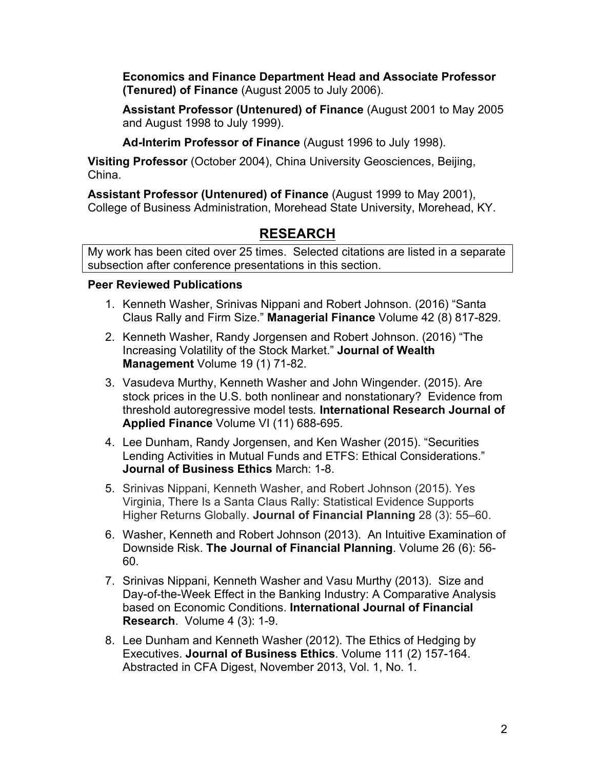**Economics and Finance Department Head and Associate Professor (Tenured) of Finance** (August 2005 to July 2006).

**Assistant Professor (Untenured) of Finance** (August 2001 to May 2005 and August 1998 to July 1999).

**Ad-Interim Professor of Finance** (August 1996 to July 1998).

**Visiting Professor** (October 2004), China University Geosciences, Beijing, China.

**Assistant Professor (Untenured) of Finance** (August 1999 to May 2001), College of Business Administration, Morehead State University, Morehead, KY.

## RESEARCH

My work has been cited over 25 times. Selected citations are listed in a separate subsection after conference presentations in this section.

**Peer Reviewed Publications**

1. Kenneth Washer, Srinivas Nippani and Robert Johnson. (2016) "Santa Claus Rally and Firm Size." **Managerial Finance** Volume 42 (8) 817-829.
2. Kenneth Washer, Randy Jorgensen and Robert Johnson. (2016) "The Increasing Volatility of the Stock Market." **Journal of Wealth Management** Volume 19 (1) 71-82.
3. Vasudeva Murthy, Kenneth Washer and John Wingender. (2015). Are stock prices in the U.S. both nonlinear and nonstationary? Evidence from threshold autoregressive model tests. **International Research Journal of Applied Finance** Volume VI (11) 688-695.
4. Lee Dunham, Randy Jorgensen, and Ken Washer (2015). "Securities Lending Activities in Mutual Funds and ETFS: Ethical Considerations." **Journal of Business Ethics** March: 1-8.
5. Srinivas Nippani, Kenneth Washer, and Robert Johnson (2015). Yes Virginia, There Is a Santa Claus Rally: Statistical Evidence Supports Higher Returns Globally. **Journal of Financial Planning** 28 (3): 55–60.
6. Washer, Kenneth and Robert Johnson (2013). An Intuitive Examination of Downside Risk. **The Journal of Financial Planning**. Volume 26 (6): 56-60.
7. Srinivas Nippani, Kenneth Washer and Vasu Murthy (2013). Size and Day-of-the-Week Effect in the Banking Industry: A Comparative Analysis based on Economic Conditions. **International Journal of Financial Research**. Volume 4 (3): 1-9.
8. Lee Dunham and Kenneth Washer (2012). The Ethics of Hedging by Executives. **Journal of Business Ethics**. Volume 111 (2) 157-164. Abstracted in CFA Digest, November 2013, Vol. 1, No. 1.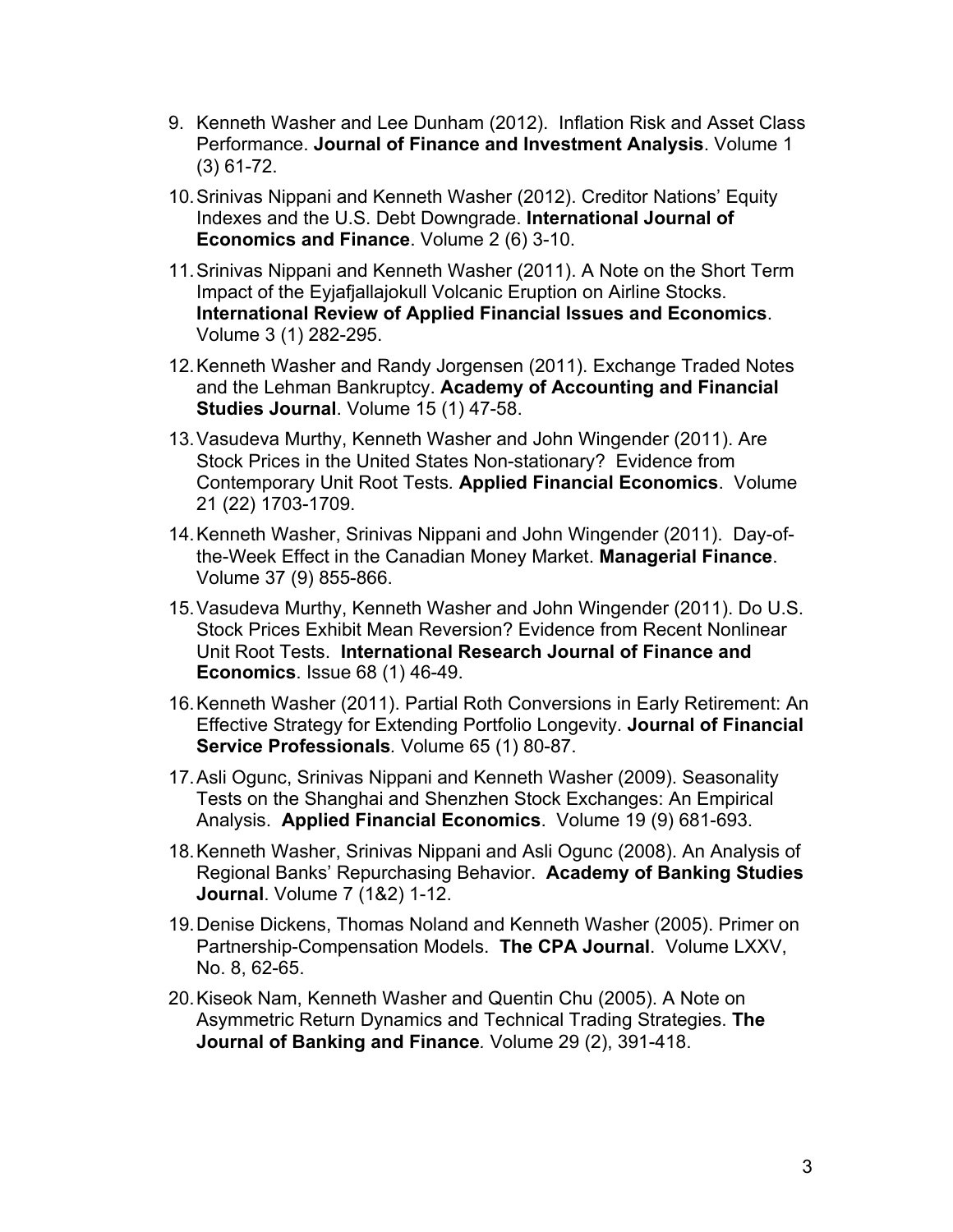9. Kenneth Washer and Lee Dunham (2012). Inflation Risk and Asset Class Performance. **Journal of Finance and Investment Analysis**. Volume 1 (3) 61-72.
10. Srinivas Nippani and Kenneth Washer (2012). Creditor Nations' Equity Indexes and the U.S. Debt Downgrade. **International Journal of Economics and Finance**. Volume 2 (6) 3-10.
11. Srinivas Nippani and Kenneth Washer (2011). A Note on the Short Term Impact of the Eyjafjallajokull Volcanic Eruption on Airline Stocks. **International Review of Applied Financial Issues and Economics**. Volume 3 (1) 282-295.
12. Kenneth Washer and Randy Jorgensen (2011). Exchange Traded Notes and the Lehman Bankruptcy. **Academy of Accounting and Financial Studies Journal**. Volume 15 (1) 47-58.
13. Vasudeva Murthy, Kenneth Washer and John Wingender (2011). Are Stock Prices in the United States Non-stationary? Evidence from Contemporary Unit Root Tests. **Applied Financial Economics**. Volume 21 (22) 1703-1709.
14. Kenneth Washer, Srinivas Nippani and John Wingender (2011). Day-of-the-Week Effect in the Canadian Money Market. **Managerial Finance**. Volume 37 (9) 855-866.
15. Vasudeva Murthy, Kenneth Washer and John Wingender (2011). Do U.S. Stock Prices Exhibit Mean Reversion? Evidence from Recent Nonlinear Unit Root Tests. **International Research Journal of Finance and Economics**. Issue 68 (1) 46-49.
16. Kenneth Washer (2011). Partial Roth Conversions in Early Retirement: An Effective Strategy for Extending Portfolio Longevity. **Journal of Financial Service Professionals***.* Volume 65 (1) 80-87.
17. Asli Ogunc, Srinivas Nippani and Kenneth Washer (2009). Seasonality Tests on the Shanghai and Shenzhen Stock Exchanges: An Empirical Analysis. **Applied Financial Economics**. Volume 19 (9) 681-693.
18. Kenneth Washer, Srinivas Nippani and Asli Ogunc (2008). An Analysis of Regional Banks' Repurchasing Behavior. **Academy of Banking Studies Journal**. Volume 7 (1&2) 1-12.
19. Denise Dickens, Thomas Noland and Kenneth Washer (2005). Primer on Partnership-Compensation Models. **The CPA Journal**. Volume LXXV, No. 8, 62-65.
20. Kiseok Nam, Kenneth Washer and Quentin Chu (2005). A Note on Asymmetric Return Dynamics and Technical Trading Strategies. **The Journal of Banking and Finance***.* Volume 29 (2), 391-418.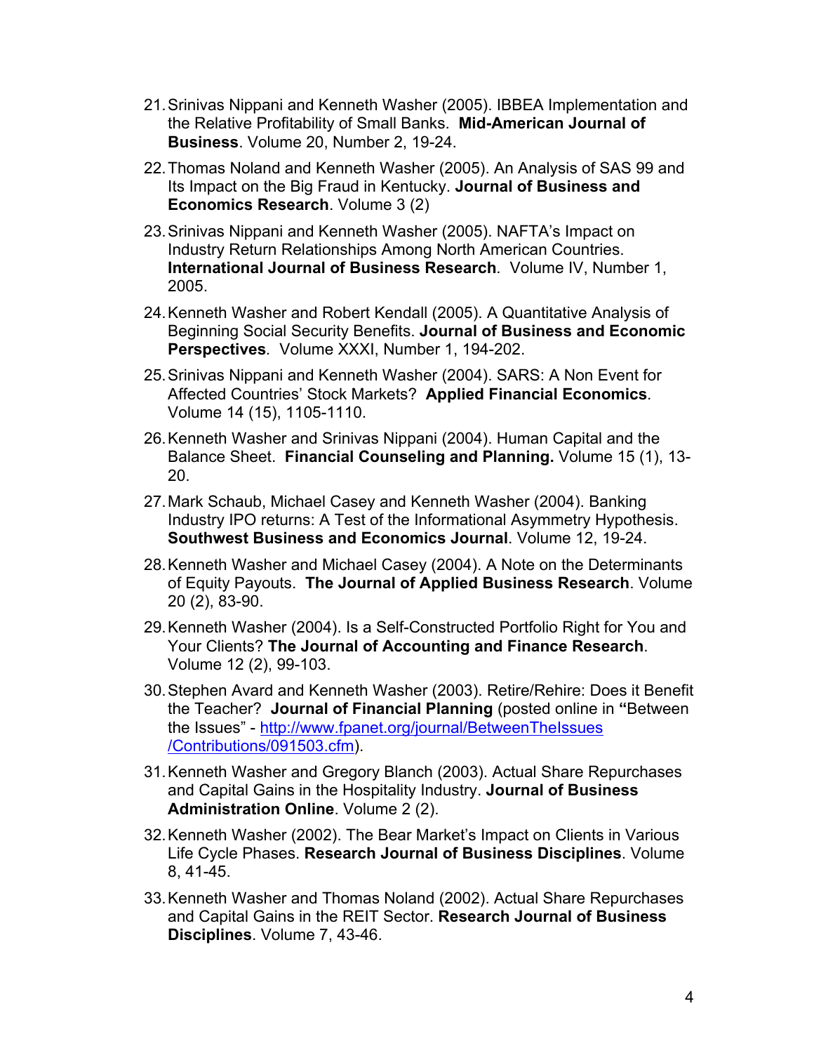21. Srinivas Nippani and Kenneth Washer (2005). IBBEA Implementation and the Relative Profitability of Small Banks. **Mid-American Journal of Business**. Volume 20, Number 2, 19-24.

22. Thomas Noland and Kenneth Washer (2005). An Analysis of SAS 99 and Its Impact on the Big Fraud in Kentucky. **Journal of Business and Economics Research**. Volume 3 (2)

23. Srinivas Nippani and Kenneth Washer (2005). NAFTA's Impact on Industry Return Relationships Among North American Countries. **International Journal of Business Research**. Volume IV, Number 1, 2005.

24. Kenneth Washer and Robert Kendall (2005). A Quantitative Analysis of Beginning Social Security Benefits. **Journal of Business and Economic Perspectives**. Volume XXXI, Number 1, 194-202.

25. Srinivas Nippani and Kenneth Washer (2004). SARS: A Non Event for Affected Countries' Stock Markets? **Applied Financial Economics**. Volume 14 (15), 1105-1110.

26. Kenneth Washer and Srinivas Nippani (2004). Human Capital and the Balance Sheet. **Financial Counseling and Planning.** Volume 15 (1), 13-20.

27. Mark Schaub, Michael Casey and Kenneth Washer (2004). Banking Industry IPO returns: A Test of the Informational Asymmetry Hypothesis. **Southwest Business and Economics Journal**. Volume 12, 19-24.

28. Kenneth Washer and Michael Casey (2004). A Note on the Determinants of Equity Payouts. **The Journal of Applied Business Research**. Volume 20 (2), 83-90.

29. Kenneth Washer (2004). Is a Self-Constructed Portfolio Right for You and Your Clients? **The Journal of Accounting and Finance Research**. Volume 12 (2), 99-103.

30. Stephen Avard and Kenneth Washer (2003). Retire/Rehire: Does it Benefit the Teacher? **Journal of Financial Planning** (posted online in **"**Between the Issues" - http://www.fpanet.org/journal/BetweenTheIssues/Contributions/091503.cfm).

31. Kenneth Washer and Gregory Blanch (2003). Actual Share Repurchases and Capital Gains in the Hospitality Industry. **Journal of Business Administration Online**. Volume 2 (2).

32. Kenneth Washer (2002). The Bear Market's Impact on Clients in Various Life Cycle Phases. **Research Journal of Business Disciplines**. Volume 8, 41-45.

33. Kenneth Washer and Thomas Noland (2002). Actual Share Repurchases and Capital Gains in the REIT Sector. **Research Journal of Business Disciplines**. Volume 7, 43-46.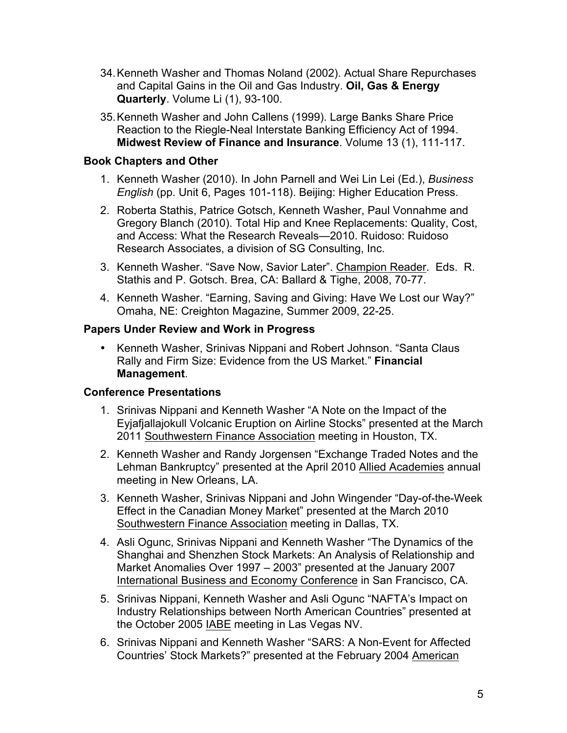34. Kenneth Washer and Thomas Noland (2002). Actual Share Repurchases and Capital Gains in the Oil and Gas Industry. **Oil, Gas & Energy Quarterly**. Volume Li (1), 93-100.

35. Kenneth Washer and John Callens (1999). Large Banks Share Price Reaction to the Riegle-Neal Interstate Banking Efficiency Act of 1994. **Midwest Review of Finance and Insurance**. Volume 13 (1), 111-117.

### Book Chapters and Other

1. Kenneth Washer (2010). In John Parnell and Wei Lin Lei (Ed.), *Business English* (pp. Unit 6, Pages 101-118). Beijing: Higher Education Press.
2. Roberta Stathis, Patrice Gotsch, Kenneth Washer, Paul Vonnahme and Gregory Blanch (2010). Total Hip and Knee Replacements: Quality, Cost, and Access: What the Research Reveals—2010. Ruidoso: Ruidoso Research Associates, a division of SG Consulting, Inc.
3. Kenneth Washer. "Save Now, Savior Later". Champion Reader. Eds. R. Stathis and P. Gotsch. Brea, CA: Ballard & Tighe, 2008, 70-77.
4. Kenneth Washer. "Earning, Saving and Giving: Have We Lost our Way?" Omaha, NE: Creighton Magazine, Summer 2009, 22-25.

### Papers Under Review and Work in Progress

- Kenneth Washer, Srinivas Nippani and Robert Johnson. "Santa Claus Rally and Firm Size: Evidence from the US Market." **Financial Management**.

### Conference Presentations

1. Srinivas Nippani and Kenneth Washer "A Note on the Impact of the Eyjafjallajokull Volcanic Eruption on Airline Stocks" presented at the March 2011 Southwestern Finance Association meeting in Houston, TX.
2. Kenneth Washer and Randy Jorgensen "Exchange Traded Notes and the Lehman Bankruptcy" presented at the April 2010 Allied Academies annual meeting in New Orleans, LA.
3. Kenneth Washer, Srinivas Nippani and John Wingender "Day-of-the-Week Effect in the Canadian Money Market" presented at the March 2010 Southwestern Finance Association meeting in Dallas, TX.
4. Asli Ogunc, Srinivas Nippani and Kenneth Washer "The Dynamics of the Shanghai and Shenzhen Stock Markets: An Analysis of Relationship and Market Anomalies Over 1997 – 2003" presented at the January 2007 International Business and Economy Conference in San Francisco, CA.
5. Srinivas Nippani, Kenneth Washer and Asli Ogunc "NAFTA's Impact on Industry Relationships between North American Countries" presented at the October 2005 IABE meeting in Las Vegas NV.
6. Srinivas Nippani and Kenneth Washer "SARS: A Non-Event for Affected Countries' Stock Markets?" presented at the February 2004 American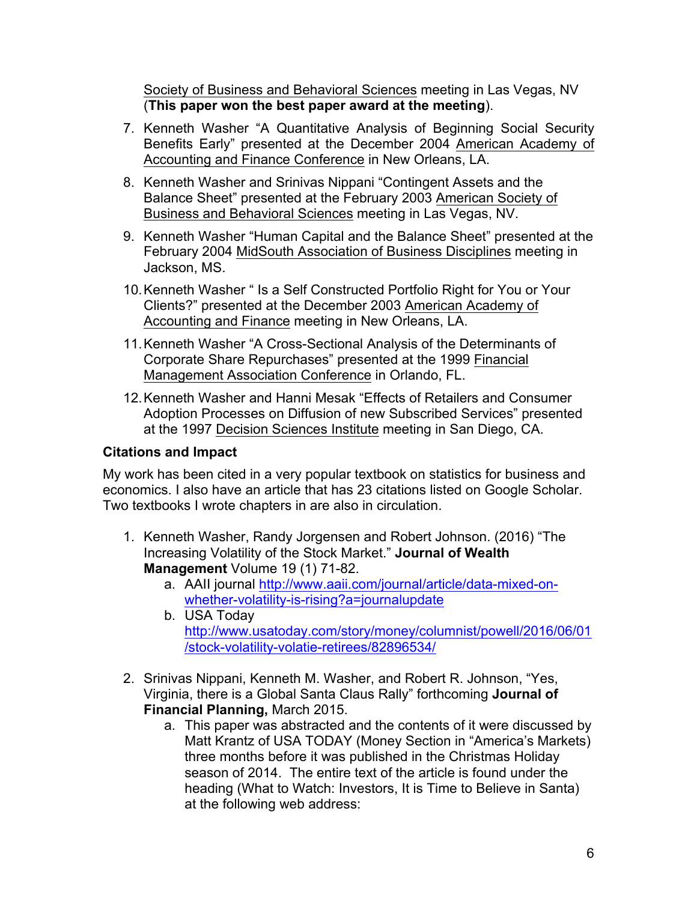Society of Business and Behavioral Sciences meeting in Las Vegas, NV (**This paper won the best paper award at the meeting**).

7. Kenneth Washer "A Quantitative Analysis of Beginning Social Security Benefits Early" presented at the December 2004 American Academy of Accounting and Finance Conference in New Orleans, LA.

8. Kenneth Washer and Srinivas Nippani "Contingent Assets and the Balance Sheet" presented at the February 2003 American Society of Business and Behavioral Sciences meeting in Las Vegas, NV.

9. Kenneth Washer "Human Capital and the Balance Sheet" presented at the February 2004 MidSouth Association of Business Disciplines meeting in Jackson, MS.

10. Kenneth Washer " Is a Self Constructed Portfolio Right for You or Your Clients?" presented at the December 2003 American Academy of Accounting and Finance meeting in New Orleans, LA.

11. Kenneth Washer "A Cross-Sectional Analysis of the Determinants of Corporate Share Repurchases" presented at the 1999 Financial Management Association Conference in Orlando, FL.

12. Kenneth Washer and Hanni Mesak "Effects of Retailers and Consumer Adoption Processes on Diffusion of new Subscribed Services" presented at the 1997 Decision Sciences Institute meeting in San Diego, CA.

**Citations and Impact**

My work has been cited in a very popular textbook on statistics for business and economics. I also have an article that has 23 citations listed on Google Scholar. Two textbooks I wrote chapters in are also in circulation.

1. Kenneth Washer, Randy Jorgensen and Robert Johnson. (2016) "The Increasing Volatility of the Stock Market." **Journal of Wealth Management** Volume 19 (1) 71-82.
   a. AAII journal http://www.aaii.com/journal/article/data-mixed-on-whether-volatility-is-rising?a=journalupdate
   b. USA Today http://www.usatoday.com/story/money/columnist/powell/2016/06/01/stock-volatility-volatie-retirees/82896534/

2. Srinivas Nippani, Kenneth M. Washer, and Robert R. Johnson, "Yes, Virginia, there is a Global Santa Claus Rally" forthcoming **Journal of Financial Planning,** March 2015.
   a. This paper was abstracted and the contents of it were discussed by Matt Krantz of USA TODAY (Money Section in "America's Markets) three months before it was published in the Christmas Holiday season of 2014. The entire text of the article is found under the heading (What to Watch: Investors, It is Time to Believe in Santa) at the following web address: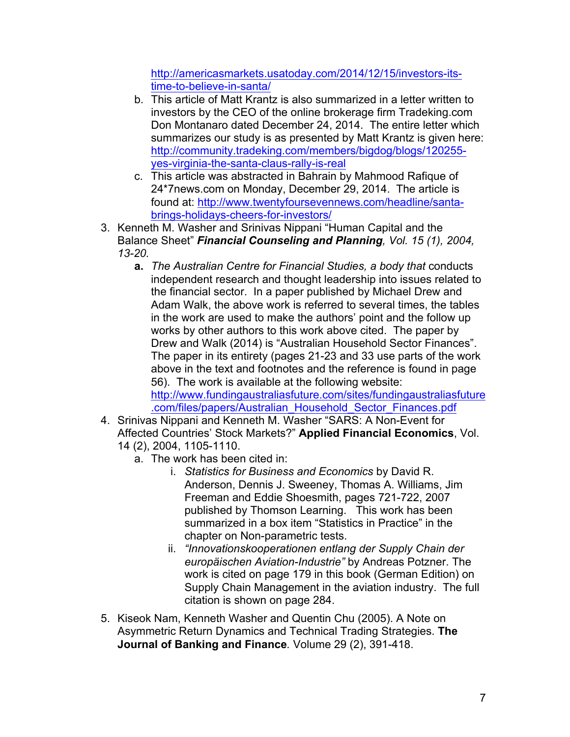http://americasmarkets.usatoday.com/2014/12/15/investors-its-time-to-believe-in-santa/

   b. This article of Matt Krantz is also summarized in a letter written to investors by the CEO of the online brokerage firm Tradeking.com Don Montanaro dated December 24, 2014. The entire letter which summarizes our study is as presented by Matt Krantz is given here: http://community.tradeking.com/members/bigdog/blogs/120255-yes-virginia-the-santa-claus-rally-is-real
   c. This article was abstracted in Bahrain by Mahmood Rafique of 24*7news.com on Monday, December 29, 2014. The article is found at: http://www.twentyfoursevennews.com/headline/santa-brings-holidays-cheers-for-investors/

3. Kenneth M. Washer and Srinivas Nippani "Human Capital and the Balance Sheet" ***Financial Counseling and Planning**, Vol. 15 (1), 2004, 13-20.*
   **a.** *The Australian Centre for Financial Studies, a body that* conducts independent research and thought leadership into issues related to the financial sector. In a paper published by Michael Drew and Adam Walk, the above work is referred to several times, the tables in the work are used to make the authors' point and the follow up works by other authors to this work above cited. The paper by Drew and Walk (2014) is "Australian Household Sector Finances". The paper in its entirety (pages 21-23 and 33 use parts of the work above in the text and footnotes and the reference is found in page 56). The work is available at the following website: http://www.fundingaustraliasfuture.com/sites/fundingaustraliasfuture.com/files/papers/Australian_Household_Sector_Finances.pdf
4. Srinivas Nippani and Kenneth M. Washer "SARS: A Non-Event for Affected Countries' Stock Markets?" **Applied Financial Economics**, Vol. 14 (2), 2004, 1105-1110.
   a. The work has been cited in:
      i. *Statistics for Business and Economics* by David R. Anderson, Dennis J. Sweeney, Thomas A. Williams, Jim Freeman and Eddie Shoesmith, pages 721-722, 2007 published by Thomson Learning. This work has been summarized in a box item "Statistics in Practice" in the chapter on Non-parametric tests.
      ii. *"Innovationskooperationen entlang der Supply Chain der europäischen Aviation-Industrie"* by Andreas Potzner. The work is cited on page 179 in this book (German Edition) on Supply Chain Management in the aviation industry. The full citation is shown on page 284.
5. Kiseok Nam, Kenneth Washer and Quentin Chu (2005). A Note on Asymmetric Return Dynamics and Technical Trading Strategies. **The Journal of Banking and Finance***.* Volume 29 (2), 391-418.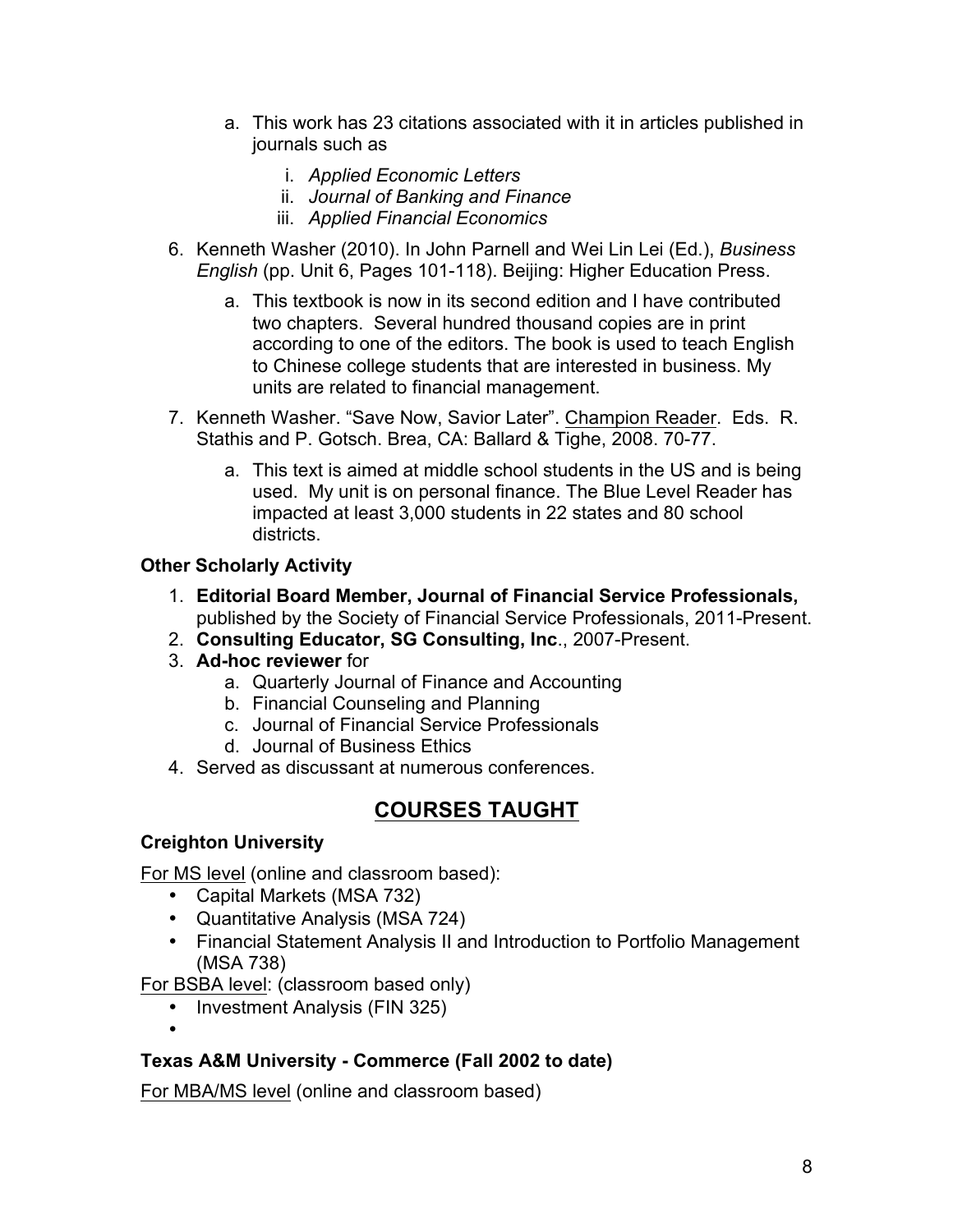a. This work has 23 citations associated with it in articles published in journals such as
      i. *Applied Economic Letters*
      ii. *Journal of Banking and Finance*
      iii. *Applied Financial Economics*

6. Kenneth Washer (2010). In John Parnell and Wei Lin Lei (Ed.), *Business English* (pp. Unit 6, Pages 101-118). Beijing: Higher Education Press.
   a. This textbook is now in its second edition and I have contributed two chapters. Several hundred thousand copies are in print according to one of the editors. The book is used to teach English to Chinese college students that are interested in business. My units are related to financial management.
7. Kenneth Washer. "Save Now, Savior Later". Champion Reader. Eds. R. Stathis and P. Gotsch. Brea, CA: Ballard & Tighe, 2008. 70-77.
   a. This text is aimed at middle school students in the US and is being used. My unit is on personal finance. The Blue Level Reader has impacted at least 3,000 students in 22 states and 80 school districts.

### Other Scholarly Activity

1. **Editorial Board Member, Journal of Financial Service Professionals,** published by the Society of Financial Service Professionals, 2011-Present.
2. **Consulting Educator, SG Consulting, Inc**., 2007-Present.
3. **Ad-hoc reviewer** for
   a. Quarterly Journal of Finance and Accounting
   b. Financial Counseling and Planning
   c. Journal of Financial Service Professionals
   d. Journal of Business Ethics
4. Served as discussant at numerous conferences.

## COURSES TAUGHT

### Creighton University

For MS level (online and classroom based):

- Capital Markets (MSA 732)
- Quantitative Analysis (MSA 724)
- Financial Statement Analysis II and Introduction to Portfolio Management (MSA 738)

For BSBA level: (classroom based only)

- Investment Analysis (FIN 325)
- 

### Texas A&M University - Commerce (Fall 2002 to date)

For MBA/MS level (online and classroom based)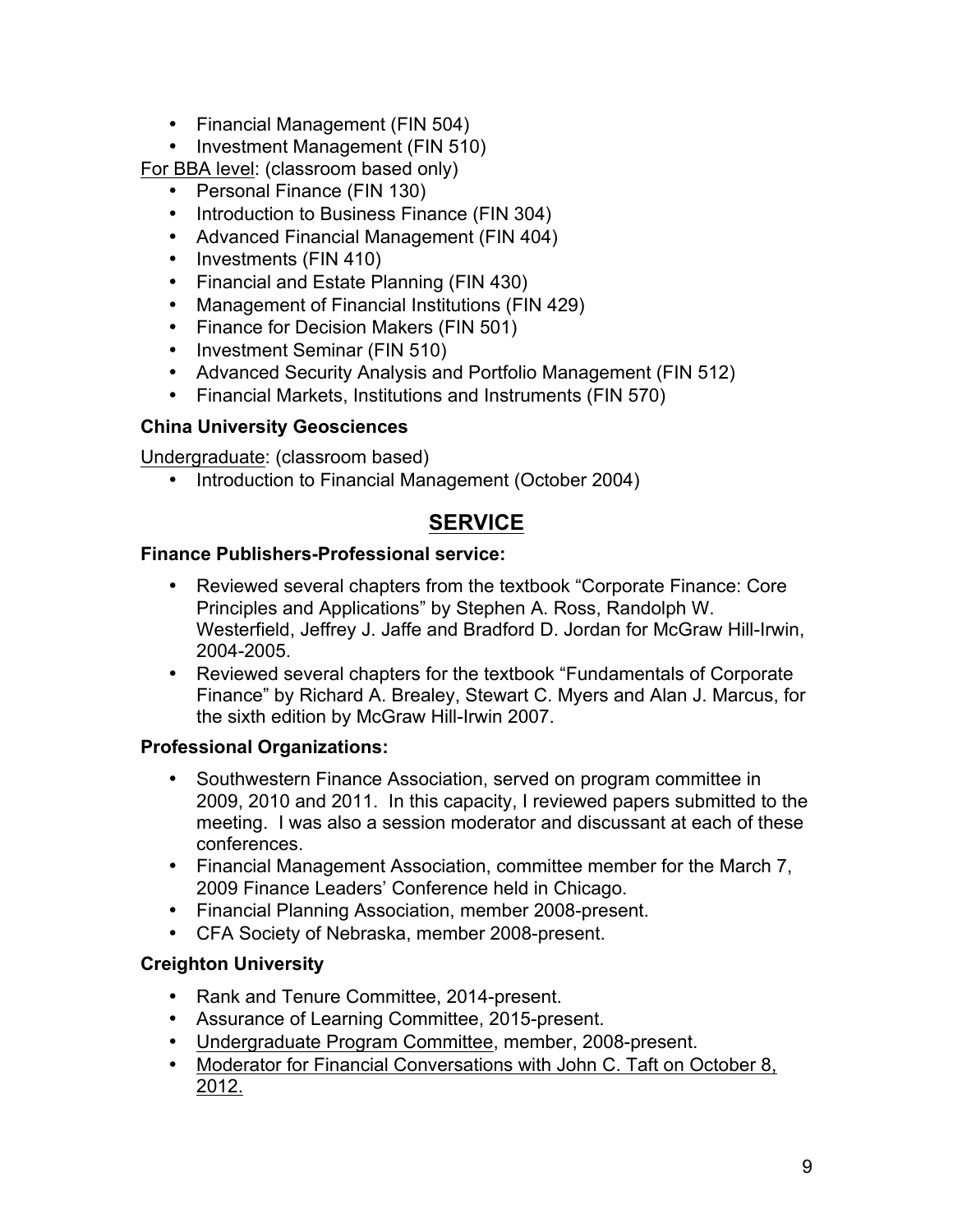- Financial Management (FIN 504)
- Investment Management (FIN 510)

<u>For BBA level</u>: (classroom based only)

- Personal Finance (FIN 130)
- Introduction to Business Finance (FIN 304)
- Advanced Financial Management (FIN 404)
- Investments (FIN 410)
- Financial and Estate Planning (FIN 430)
- Management of Financial Institutions (FIN 429)
- Finance for Decision Makers (FIN 501)
- Investment Seminar (FIN 510)
- Advanced Security Analysis and Portfolio Management (FIN 512)
- Financial Markets, Institutions and Instruments (FIN 570)

**China University Geosciences**

<u>Undergraduate</u>: (classroom based)

- Introduction to Financial Management (October 2004)

## SERVICE

**Finance Publishers-Professional service:**

- Reviewed several chapters from the textbook "Corporate Finance: Core Principles and Applications" by Stephen A. Ross, Randolph W. Westerfield, Jeffrey J. Jaffe and Bradford D. Jordan for McGraw Hill-Irwin, 2004-2005.
- Reviewed several chapters for the textbook "Fundamentals of Corporate Finance" by Richard A. Brealey, Stewart C. Myers and Alan J. Marcus, for the sixth edition by McGraw Hill-Irwin 2007.

**Professional Organizations:**

- Southwestern Finance Association, served on program committee in 2009, 2010 and 2011. In this capacity, I reviewed papers submitted to the meeting. I was also a session moderator and discussant at each of these conferences.
- Financial Management Association, committee member for the March 7, 2009 Finance Leaders' Conference held in Chicago.
- Financial Planning Association, member 2008-present.
- CFA Society of Nebraska, member 2008-present.

**Creighton University**

- Rank and Tenure Committee, 2014-present.
- Assurance of Learning Committee, 2015-present.
- <u>Undergraduate Program Committee</u>, member, 2008-present.
- <u>Moderator for Financial Conversations with John C. Taft on October 8, 2012.</u>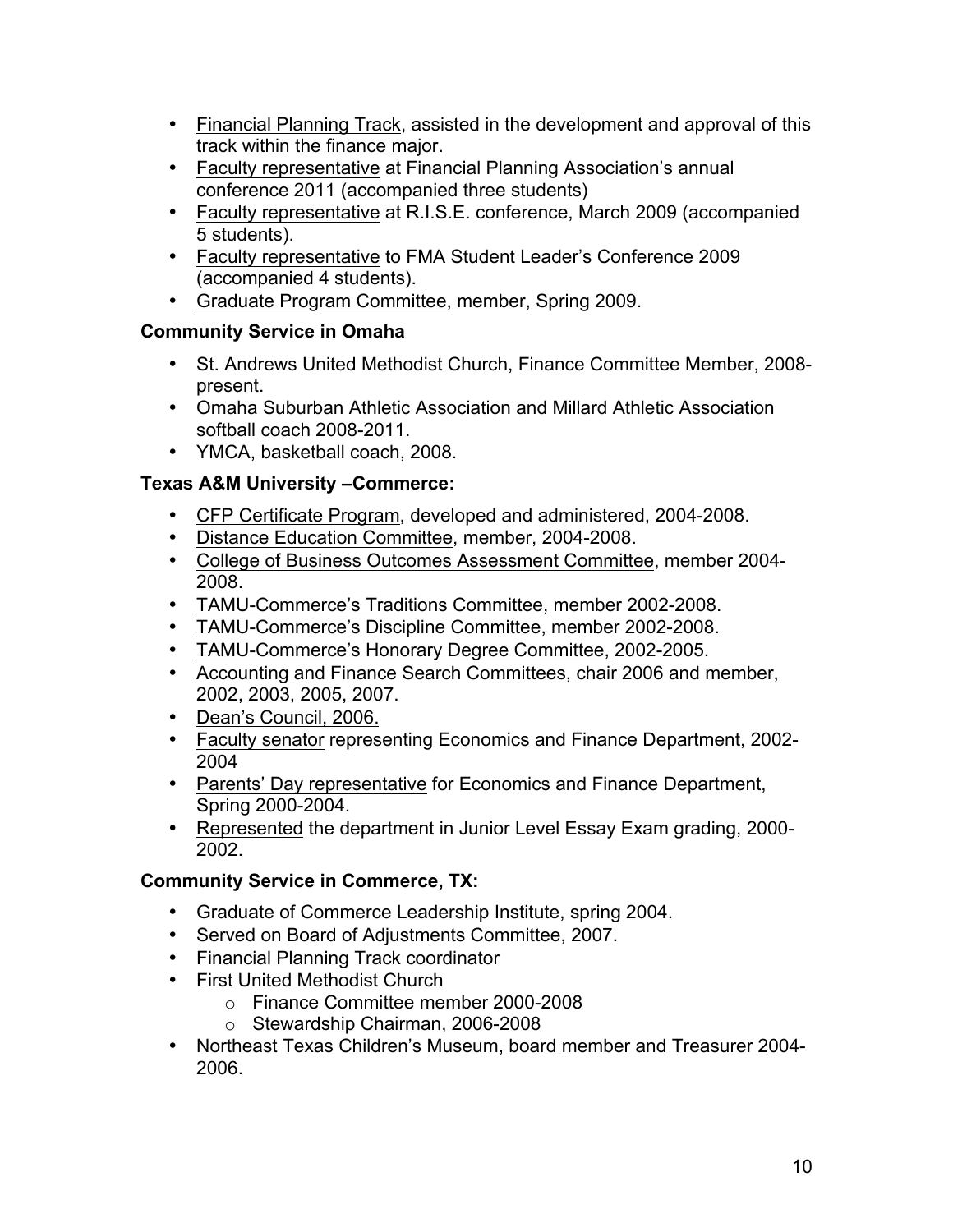- Financial Planning Track, assisted in the development and approval of this track within the finance major.
- Faculty representative at Financial Planning Association's annual conference 2011 (accompanied three students)
- Faculty representative at R.I.S.E. conference, March 2009 (accompanied 5 students).
- Faculty representative to FMA Student Leader's Conference 2009 (accompanied 4 students).
- Graduate Program Committee, member, Spring 2009.

**Community Service in Omaha**

- St. Andrews United Methodist Church, Finance Committee Member, 2008-present.
- Omaha Suburban Athletic Association and Millard Athletic Association softball coach 2008-2011.
- YMCA, basketball coach, 2008.

**Texas A&M University –Commerce:**

- CFP Certificate Program, developed and administered, 2004-2008.
- Distance Education Committee, member, 2004-2008.
- College of Business Outcomes Assessment Committee, member 2004-2008.
- TAMU-Commerce's Traditions Committee, member 2002-2008.
- TAMU-Commerce's Discipline Committee, member 2002-2008.
- TAMU-Commerce's Honorary Degree Committee, 2002-2005.
- Accounting and Finance Search Committees, chair 2006 and member, 2002, 2003, 2005, 2007.
- Dean's Council, 2006.
- Faculty senator representing Economics and Finance Department, 2002-2004
- Parents' Day representative for Economics and Finance Department, Spring 2000-2004.
- Represented the department in Junior Level Essay Exam grading, 2000-2002.

**Community Service in Commerce, TX:**

- Graduate of Commerce Leadership Institute, spring 2004.
- Served on Board of Adjustments Committee, 2007.
- Financial Planning Track coordinator
- First United Methodist Church
  - Finance Committee member 2000-2008
  - Stewardship Chairman, 2006-2008
- Northeast Texas Children's Museum, board member and Treasurer 2004-2006.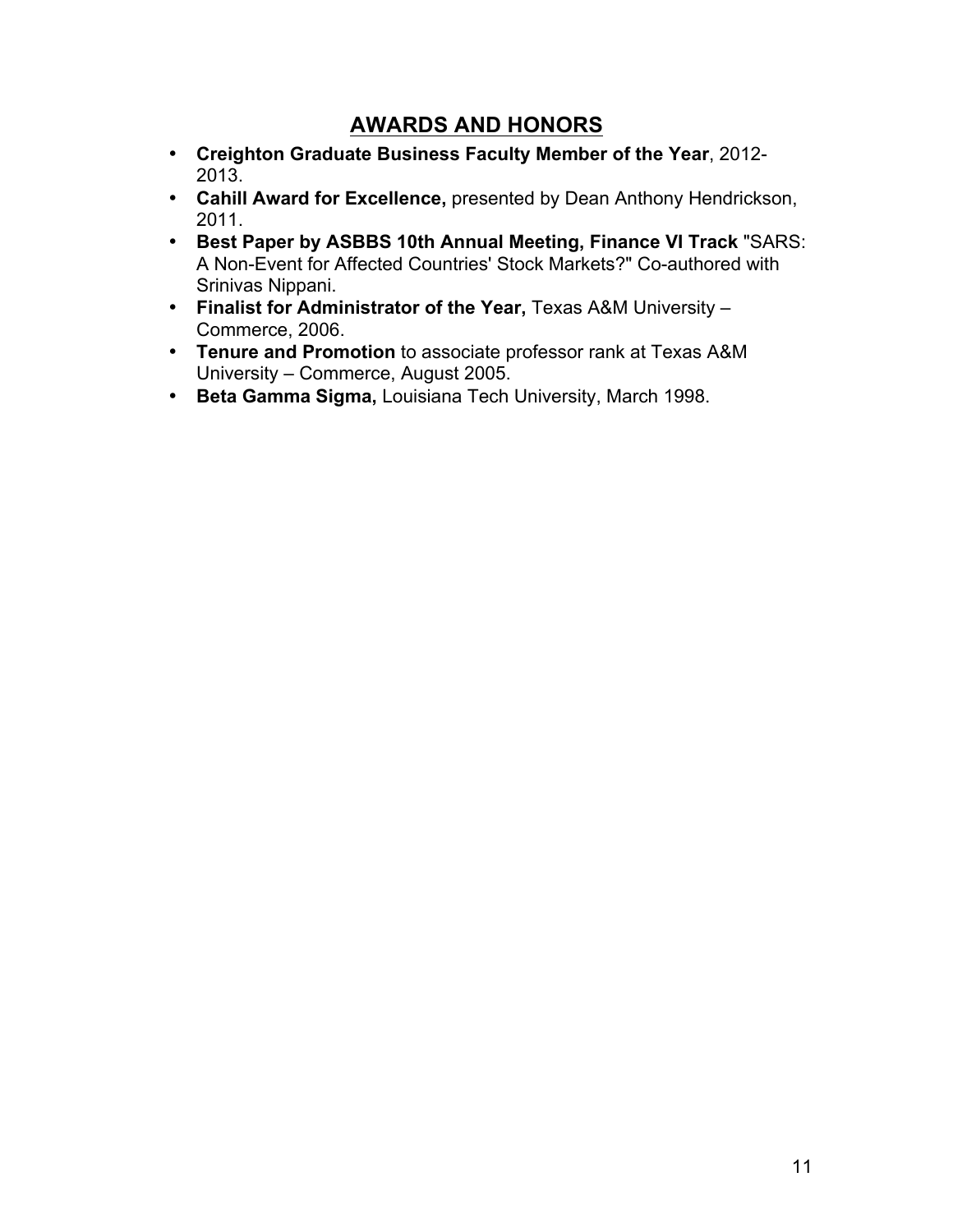## AWARDS AND HONORS

- **Creighton Graduate Business Faculty Member of the Year**, 2012-2013.
- **Cahill Award for Excellence,** presented by Dean Anthony Hendrickson, 2011.
- **Best Paper by ASBBS 10th Annual Meeting, Finance VI Track** "SARS: A Non-Event for Affected Countries' Stock Markets?" Co-authored with Srinivas Nippani.
- **Finalist for Administrator of the Year,** Texas A&M University – Commerce, 2006.
- **Tenure and Promotion** to associate professor rank at Texas A&M University – Commerce, August 2005.
- **Beta Gamma Sigma,** Louisiana Tech University, March 1998.